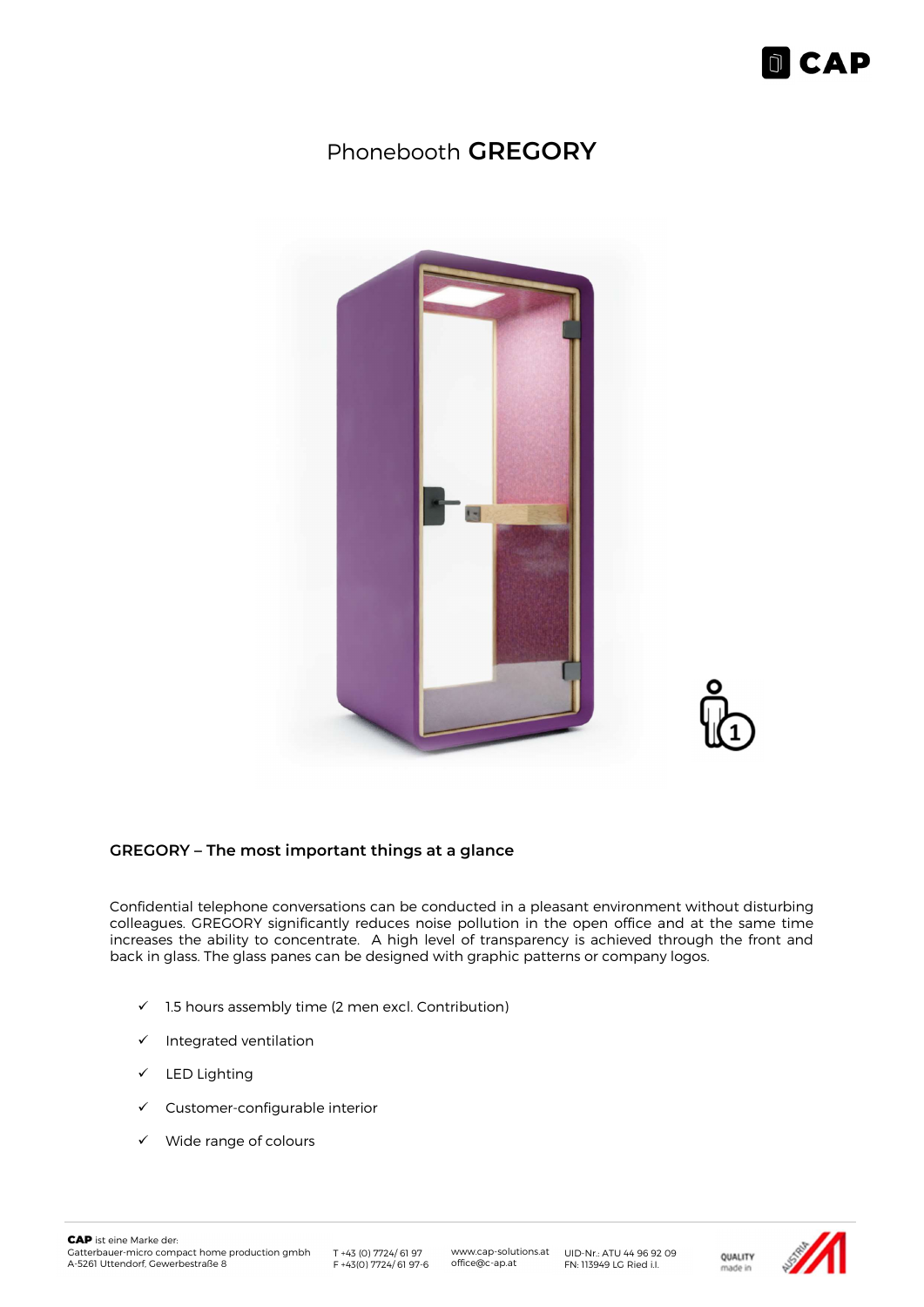# Phonebooth **GREGORY**

## GREGORY – The most important things at a glance

Confidential telephone conversations can be conducted in a pleasant environment without disturbing colleagues. GREGORY significantly reduces noise pollution in the open office and at the same time increases the ability to concentrate.  A high level of transparency is achieved through the front and back in glass. The glass panes can be designed with graphic patterns or company logos.

- ✓ 1.5 hours assembly time (2 men excl. Contribution)
- ✓ Integrated ventilation
- ✓ LED Lighting
- ✓ Customer-configurable interior
- ✓ Wide range of colours

**CAP** ist eine Marke der:
Gatterbauer-micro compact home production gmbh
A-5261 Uttendorf, Gewerbestraße 8

T +43 (0) 7724/ 61 97
F +43(0) 7724/ 61 97-6

www.cap-solutions.at
office@c-ap.at

UID-Nr.: ATU 44 96 92 09
FN: 113949 LG Ried i.l.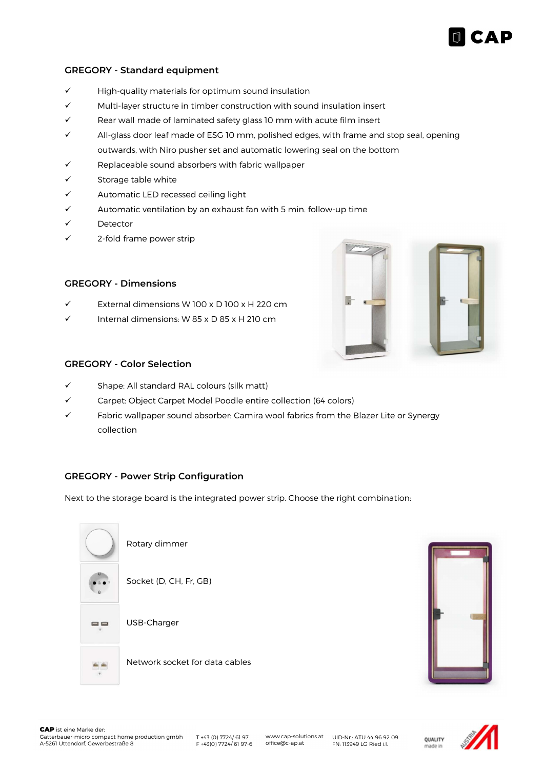## GREGORY - Standard equipment

- ✓ High-quality materials for optimum sound insulation
- ✓ Multi-layer structure in timber construction with sound insulation insert
- ✓ Rear wall made of laminated safety glass 10 mm with acute film insert
- ✓ All-glass door leaf made of ESG 10 mm, polished edges, with frame and stop seal, opening outwards, with Niro pusher set and automatic lowering seal on the bottom
- ✓ Replaceable sound absorbers with fabric wallpaper
- ✓ Storage table white
- ✓ Automatic LED recessed ceiling light
- ✓ Automatic ventilation by an exhaust fan with 5 min. follow-up time
- ✓ Detector
- ✓ 2-fold frame power strip

## GREGORY - Dimensions

- ✓ External dimensions W 100 x D 100 x H 220 cm
- ✓ Internal dimensions: W 85 x D 85 x H 210 cm

## GREGORY - Color Selection

- ✓ Shape: All standard RAL colours (silk matt)
- ✓ Carpet: Object Carpet Model Poodle entire collection (64 colors)
- ✓ Fabric wallpaper sound absorber: Camira wool fabrics from the Blazer Lite or Synergy collection

## GREGORY - Power Strip Configuration

Next to the storage board is the integrated power strip. Choose the right combination:

- Rotary dimmer
- Socket (D, CH, Fr, GB)
- USB-Charger
- Network socket for data cables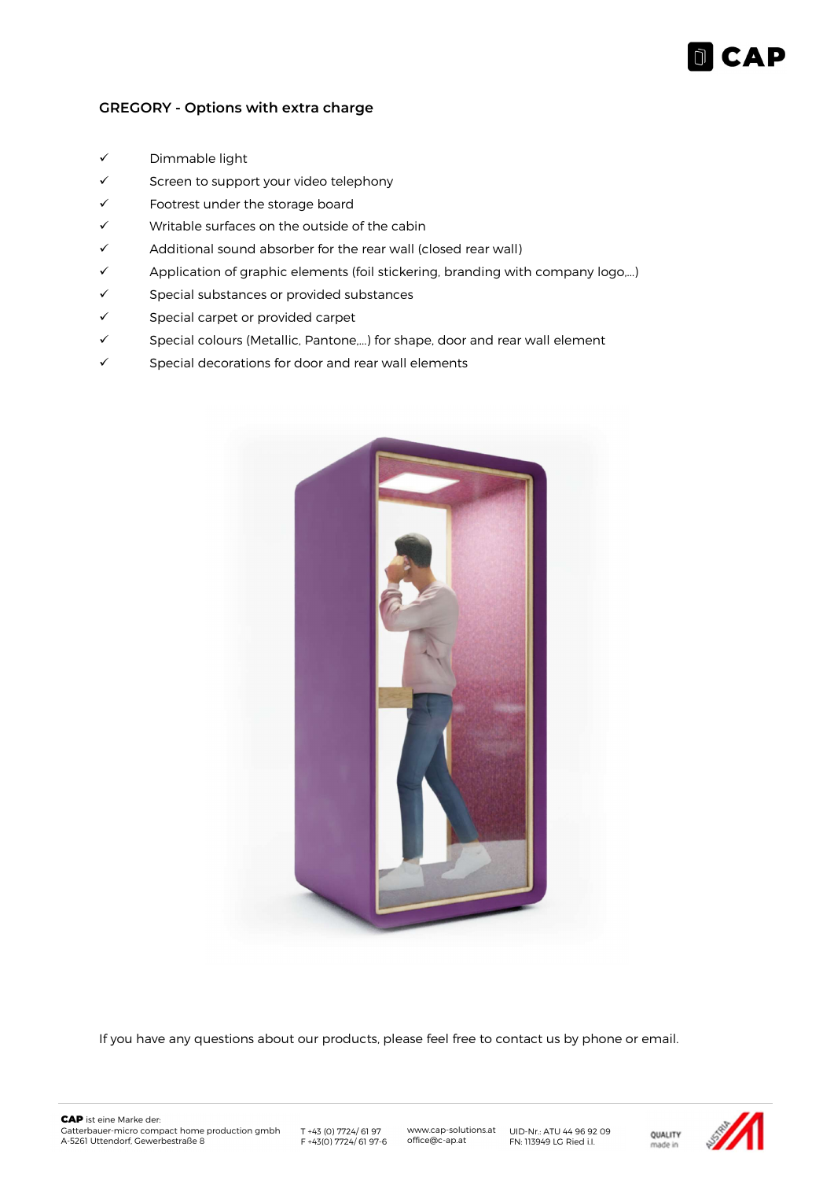## GREGORY - Options with extra charge

- ✓ Dimmable light
- ✓ Screen to support your video telephony
- ✓ Footrest under the storage board
- ✓ Writable surfaces on the outside of the cabin
- ✓ Additional sound absorber for the rear wall (closed rear wall)
- ✓ Application of graphic elements (foil stickering, branding with company logo,...)
- ✓ Special substances or provided substances
- ✓ Special carpet or provided carpet
- ✓ Special colours (Metallic, Pantone,...) for shape, door and rear wall element
- ✓ Special decorations for door and rear wall elements

If you have any questions about our products, please feel free to contact us by phone or email.